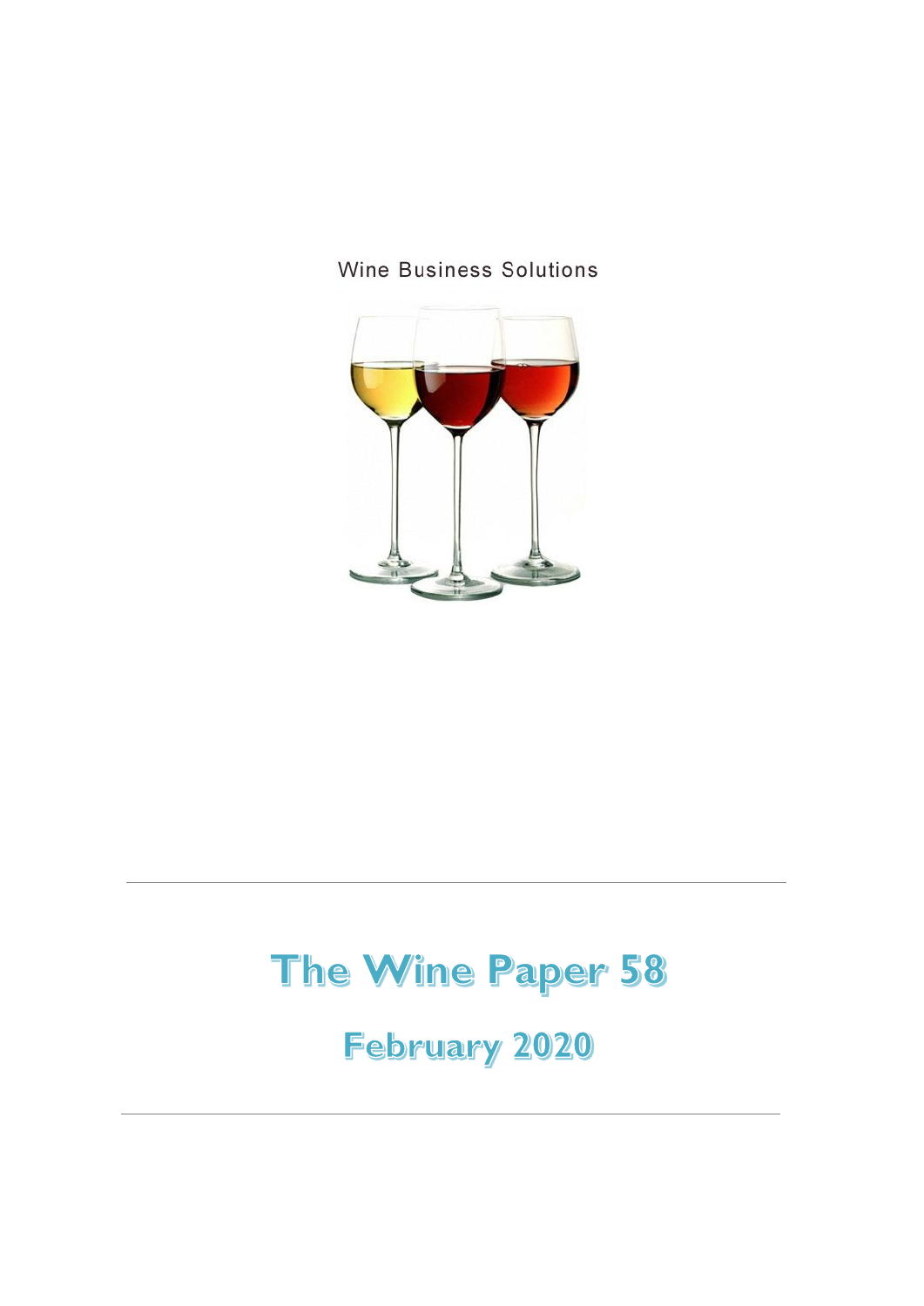Wine Business Solutions

# The Wine Paper 58

## February 2020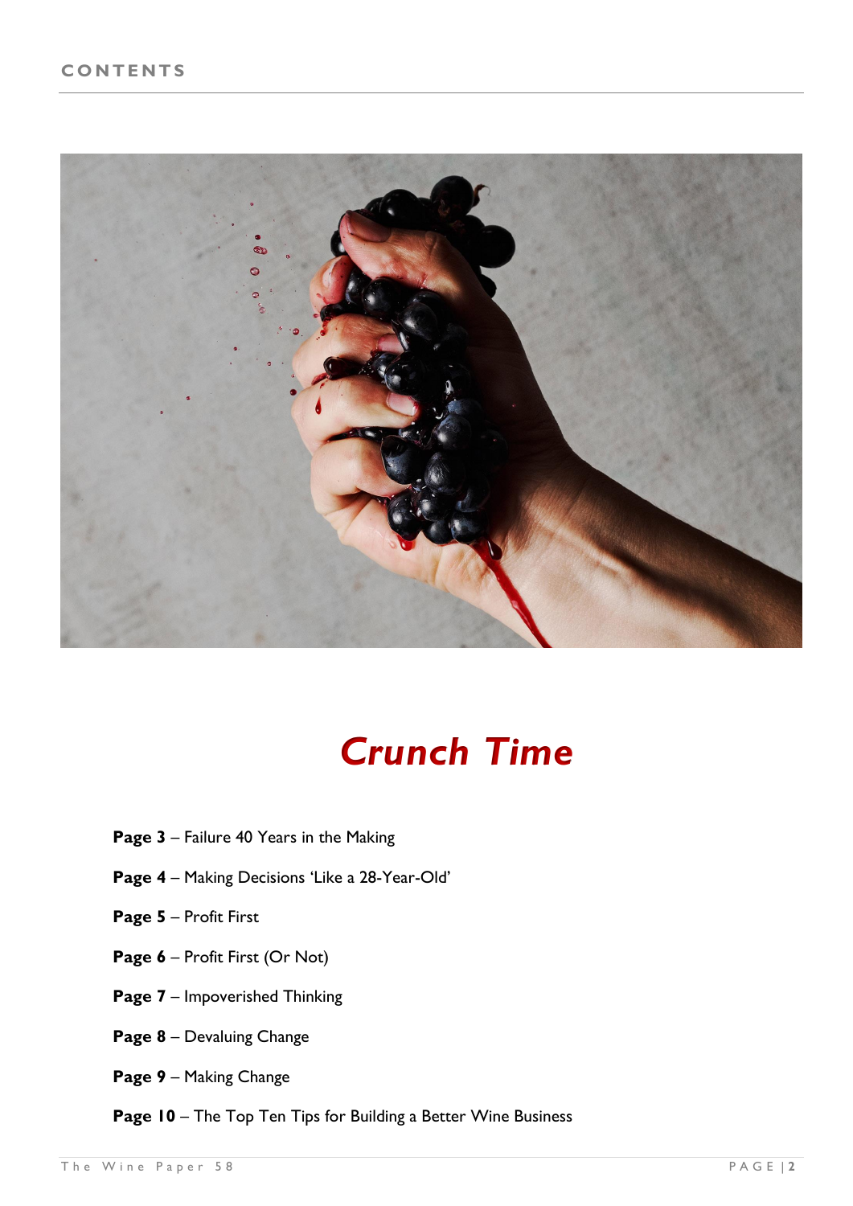# CONTENTS

## *Crunch Time*

**Page 3** – Failure 40 Years in the Making

**Page 4** – Making Decisions 'Like a 28-Year-Old'

**Page 5** – Profit First

**Page 6** – Profit First (Or Not)

**Page 7** – Impoverished Thinking

**Page 8** – Devaluing Change

**Page 9** – Making Change

**Page 10** – The Top Ten Tips for Building a Better Wine Business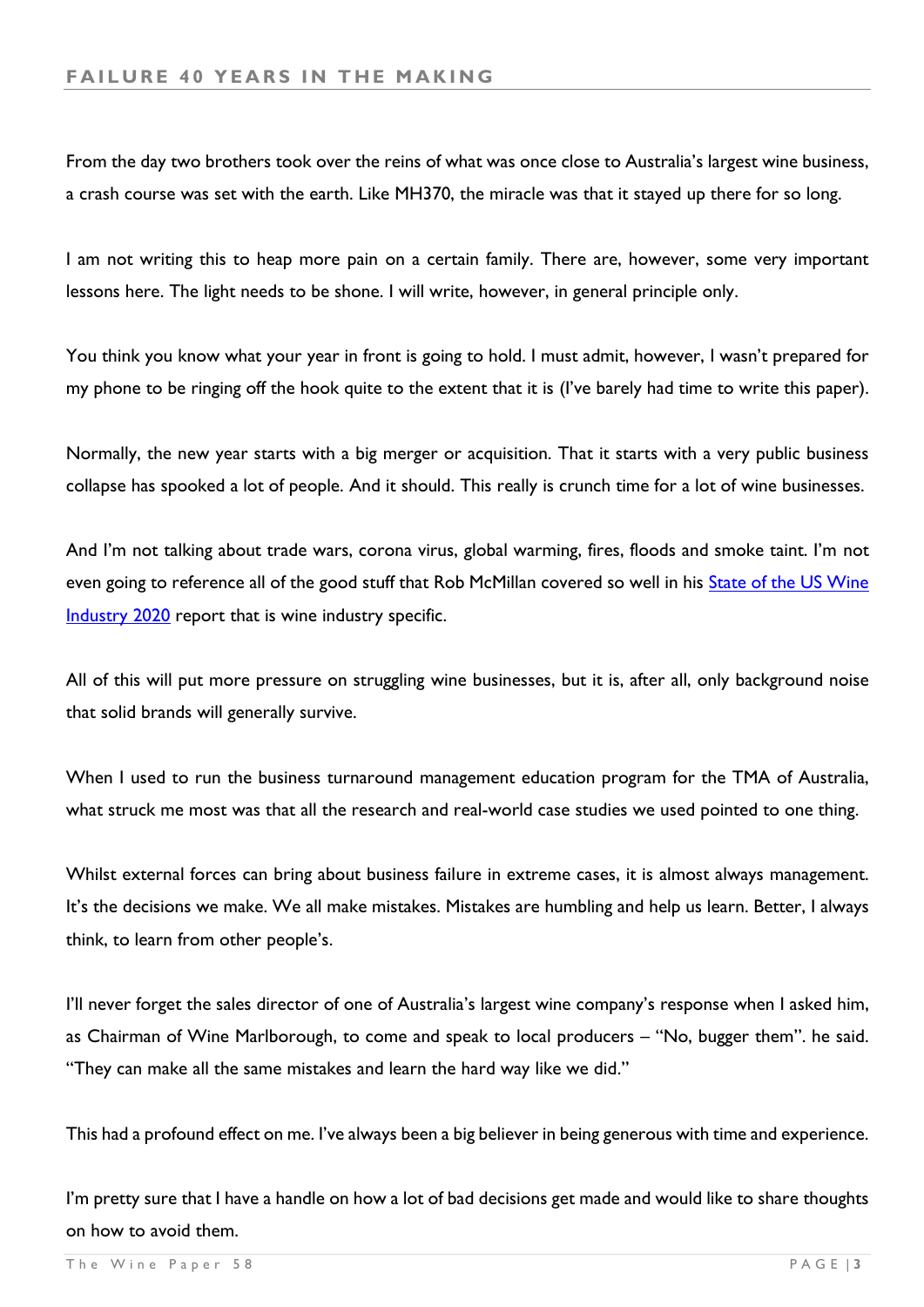## FAILURE 40 YEARS IN THE MAKING

From the day two brothers took over the reins of what was once close to Australia's largest wine business, a crash course was set with the earth. Like MH370, the miracle was that it stayed up there for so long.

I am not writing this to heap more pain on a certain family. There are, however, some very important lessons here. The light needs to be shone. I will write, however, in general principle only.

You think you know what your year in front is going to hold. I must admit, however, I wasn't prepared for my phone to be ringing off the hook quite to the extent that it is (I've barely had time to write this paper).

Normally, the new year starts with a big merger or acquisition. That it starts with a very public business collapse has spooked a lot of people. And it should. This really is crunch time for a lot of wine businesses.

And I'm not talking about trade wars, corona virus, global warming, fires, floods and smoke taint. I'm not even going to reference all of the good stuff that Rob McMillan covered so well in his State of the US Wine Industry 2020 report that is wine industry specific.

All of this will put more pressure on struggling wine businesses, but it is, after all, only background noise that solid brands will generally survive.

When I used to run the business turnaround management education program for the TMA of Australia, what struck me most was that all the research and real-world case studies we used pointed to one thing.

Whilst external forces can bring about business failure in extreme cases, it is almost always management. It's the decisions we make. We all make mistakes. Mistakes are humbling and help us learn. Better, I always think, to learn from other people's.

I'll never forget the sales director of one of Australia's largest wine company's response when I asked him, as Chairman of Wine Marlborough, to come and speak to local producers – "No, bugger them". he said. "They can make all the same mistakes and learn the hard way like we did."

This had a profound effect on me. I've always been a big believer in being generous with time and experience.

I'm pretty sure that I have a handle on how a lot of bad decisions get made and would like to share thoughts on how to avoid them.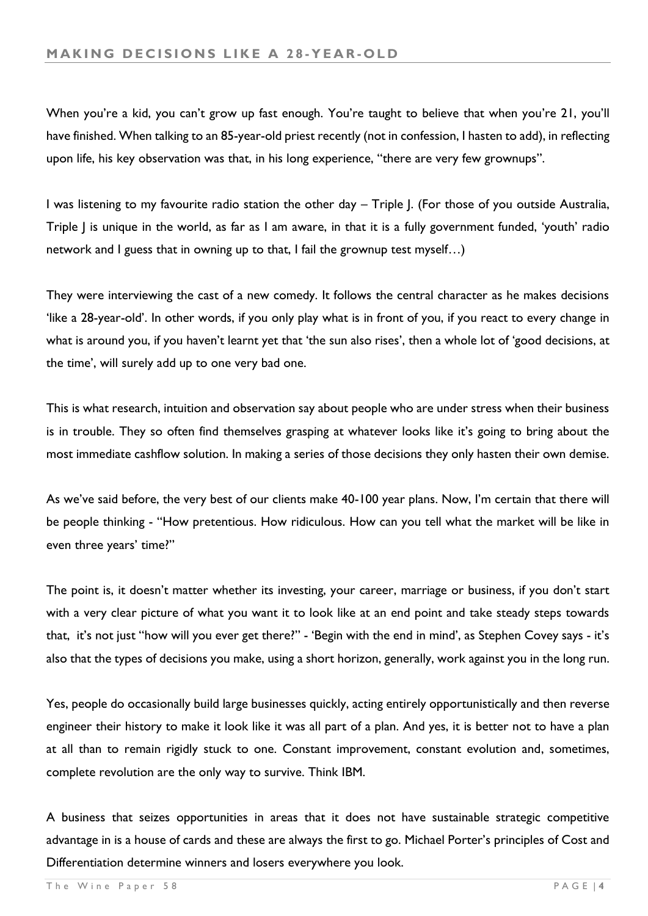## MAKING DECISIONS LIKE A 28-YEAR-OLD

When you're a kid, you can't grow up fast enough. You're taught to believe that when you're 21, you'll have finished. When talking to an 85-year-old priest recently (not in confession, I hasten to add), in reflecting upon life, his key observation was that, in his long experience, "there are very few grownups".

I was listening to my favourite radio station the other day – Triple J. (For those of you outside Australia, Triple J is unique in the world, as far as I am aware, in that it is a fully government funded, 'youth' radio network and I guess that in owning up to that, I fail the grownup test myself…)

They were interviewing the cast of a new comedy. It follows the central character as he makes decisions 'like a 28-year-old'. In other words, if you only play what is in front of you, if you react to every change in what is around you, if you haven't learnt yet that 'the sun also rises', then a whole lot of 'good decisions, at the time', will surely add up to one very bad one.

This is what research, intuition and observation say about people who are under stress when their business is in trouble. They so often find themselves grasping at whatever looks like it's going to bring about the most immediate cashflow solution. In making a series of those decisions they only hasten their own demise.

As we've said before, the very best of our clients make 40-100 year plans. Now, I'm certain that there will be people thinking - "How pretentious. How ridiculous. How can you tell what the market will be like in even three years' time?"

The point is, it doesn't matter whether its investing, your career, marriage or business, if you don't start with a very clear picture of what you want it to look like at an end point and take steady steps towards that, it's not just "how will you ever get there?" - 'Begin with the end in mind', as Stephen Covey says - it's also that the types of decisions you make, using a short horizon, generally, work against you in the long run.

Yes, people do occasionally build large businesses quickly, acting entirely opportunistically and then reverse engineer their history to make it look like it was all part of a plan. And yes, it is better not to have a plan at all than to remain rigidly stuck to one. Constant improvement, constant evolution and, sometimes, complete revolution are the only way to survive. Think IBM.

A business that seizes opportunities in areas that it does not have sustainable strategic competitive advantage in is a house of cards and these are always the first to go. Michael Porter's principles of Cost and Differentiation determine winners and losers everywhere you look.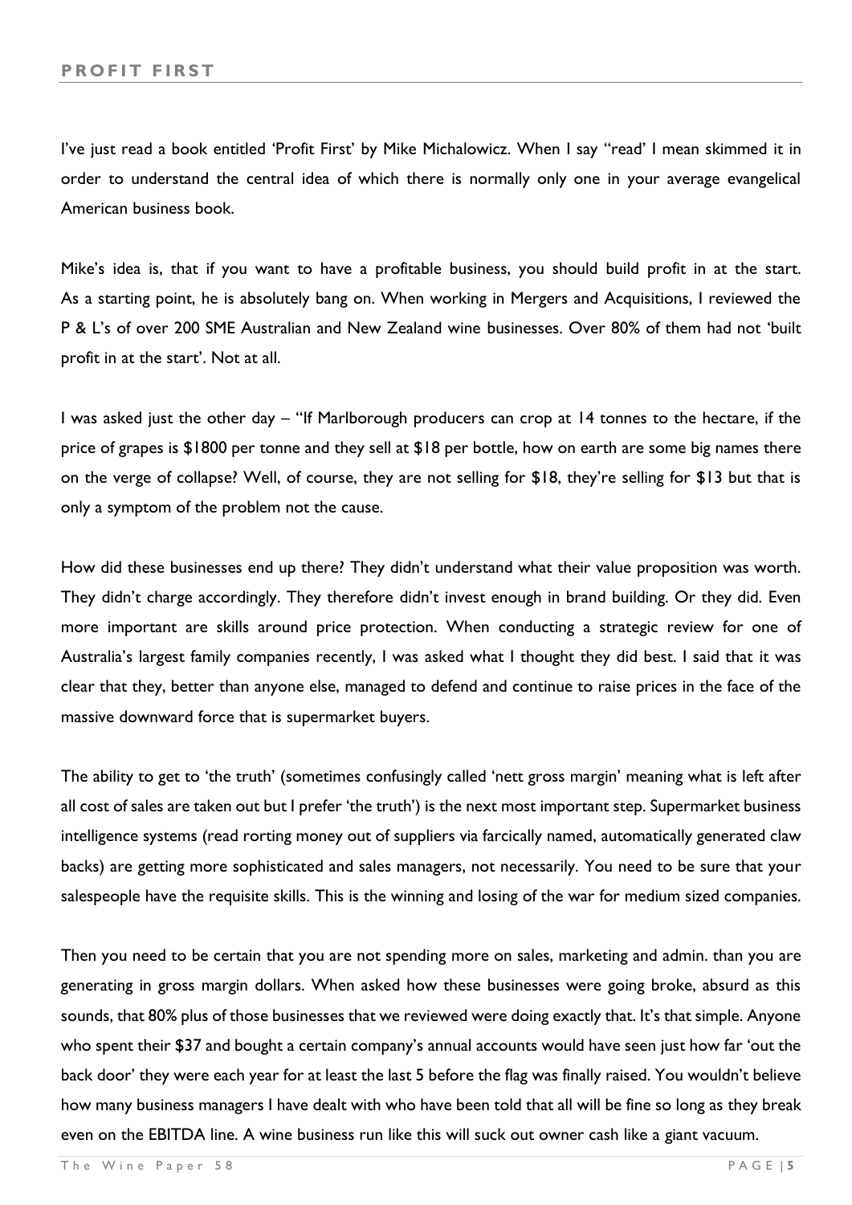## PROFIT FIRST

I've just read a book entitled 'Profit First' by Mike Michalowicz. When I say "read' I mean skimmed it in order to understand the central idea of which there is normally only one in your average evangelical American business book.

Mike's idea is, that if you want to have a profitable business, you should build profit in at the start. As a starting point, he is absolutely bang on. When working in Mergers and Acquisitions, I reviewed the P & L's of over 200 SME Australian and New Zealand wine businesses. Over 80% of them had not 'built profit in at the start'. Not at all.

I was asked just the other day – "If Marlborough producers can crop at 14 tonnes to the hectare, if the price of grapes is $1800 per tonne and they sell at $18 per bottle, how on earth are some big names there on the verge of collapse? Well, of course, they are not selling for $18, they're selling for $13 but that is only a symptom of the problem not the cause.

How did these businesses end up there? They didn't understand what their value proposition was worth. They didn't charge accordingly. They therefore didn't invest enough in brand building. Or they did. Even more important are skills around price protection. When conducting a strategic review for one of Australia's largest family companies recently, I was asked what I thought they did best. I said that it was clear that they, better than anyone else, managed to defend and continue to raise prices in the face of the massive downward force that is supermarket buyers.

The ability to get to 'the truth' (sometimes confusingly called 'nett gross margin' meaning what is left after all cost of sales are taken out but I prefer 'the truth') is the next most important step. Supermarket business intelligence systems (read rorting money out of suppliers via farcically named, automatically generated claw backs) are getting more sophisticated and sales managers, not necessarily. You need to be sure that your salespeople have the requisite skills. This is the winning and losing of the war for medium sized companies.

Then you need to be certain that you are not spending more on sales, marketing and admin. than you are generating in gross margin dollars. When asked how these businesses were going broke, absurd as this sounds, that 80% plus of those businesses that we reviewed were doing exactly that. It's that simple. Anyone who spent their $37 and bought a certain company's annual accounts would have seen just how far 'out the back door' they were each year for at least the last 5 before the flag was finally raised. You wouldn't believe how many business managers I have dealt with who have been told that all will be fine so long as they break even on the EBITDA line. A wine business run like this will suck out owner cash like a giant vacuum.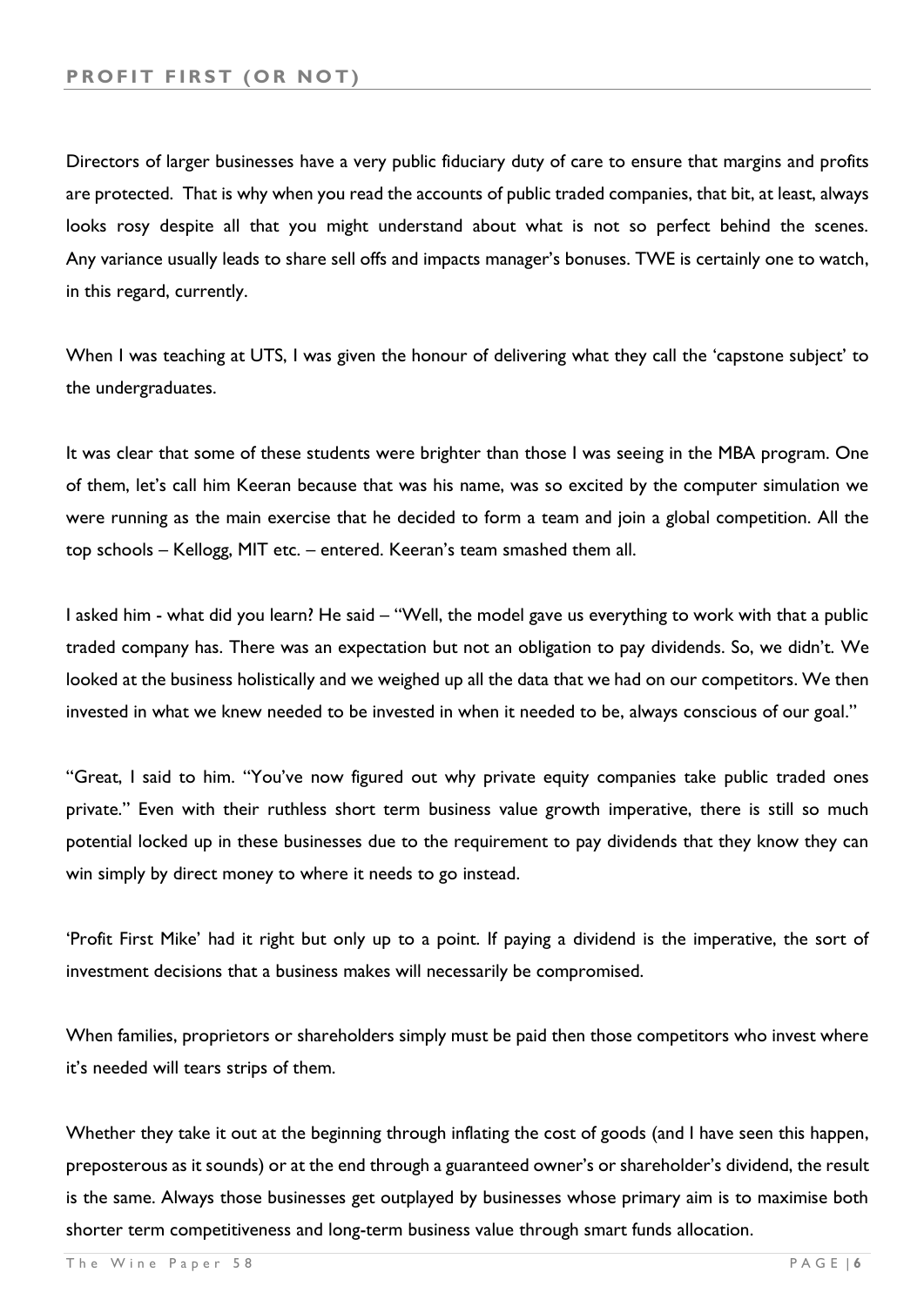## PROFIT FIRST (OR NOT)

Directors of larger businesses have a very public fiduciary duty of care to ensure that margins and profits are protected. That is why when you read the accounts of public traded companies, that bit, at least, always looks rosy despite all that you might understand about what is not so perfect behind the scenes. Any variance usually leads to share sell offs and impacts manager's bonuses. TWE is certainly one to watch, in this regard, currently.

When I was teaching at UTS, I was given the honour of delivering what they call the 'capstone subject' to the undergraduates.

It was clear that some of these students were brighter than those I was seeing in the MBA program. One of them, let's call him Keeran because that was his name, was so excited by the computer simulation we were running as the main exercise that he decided to form a team and join a global competition. All the top schools – Kellogg, MIT etc. – entered. Keeran's team smashed them all.

I asked him - what did you learn? He said – "Well, the model gave us everything to work with that a public traded company has. There was an expectation but not an obligation to pay dividends. So, we didn't. We looked at the business holistically and we weighed up all the data that we had on our competitors. We then invested in what we knew needed to be invested in when it needed to be, always conscious of our goal."

"Great, I said to him. "You've now figured out why private equity companies take public traded ones private." Even with their ruthless short term business value growth imperative, there is still so much potential locked up in these businesses due to the requirement to pay dividends that they know they can win simply by direct money to where it needs to go instead.

'Profit First Mike' had it right but only up to a point. If paying a dividend is the imperative, the sort of investment decisions that a business makes will necessarily be compromised.

When families, proprietors or shareholders simply must be paid then those competitors who invest where it's needed will tears strips of them.

Whether they take it out at the beginning through inflating the cost of goods (and I have seen this happen, preposterous as it sounds) or at the end through a guaranteed owner's or shareholder's dividend, the result is the same. Always those businesses get outplayed by businesses whose primary aim is to maximise both shorter term competitiveness and long-term business value through smart funds allocation.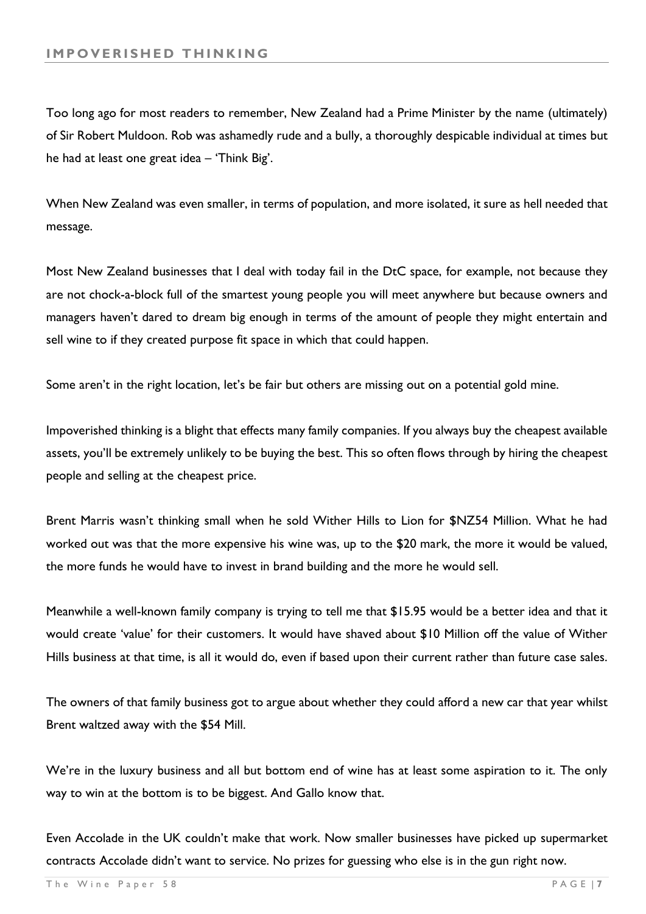## IMPOVERISHED THINKING

Too long ago for most readers to remember, New Zealand had a Prime Minister by the name (ultimately) of Sir Robert Muldoon. Rob was ashamedly rude and a bully, a thoroughly despicable individual at times but he had at least one great idea – 'Think Big'.

When New Zealand was even smaller, in terms of population, and more isolated, it sure as hell needed that message.

Most New Zealand businesses that I deal with today fail in the DtC space, for example, not because they are not chock-a-block full of the smartest young people you will meet anywhere but because owners and managers haven't dared to dream big enough in terms of the amount of people they might entertain and sell wine to if they created purpose fit space in which that could happen.

Some aren't in the right location, let's be fair but others are missing out on a potential gold mine.

Impoverished thinking is a blight that effects many family companies. If you always buy the cheapest available assets, you'll be extremely unlikely to be buying the best. This so often flows through by hiring the cheapest people and selling at the cheapest price.

Brent Marris wasn't thinking small when he sold Wither Hills to Lion for $NZ54 Million. What he had worked out was that the more expensive his wine was, up to the $20 mark, the more it would be valued, the more funds he would have to invest in brand building and the more he would sell.

Meanwhile a well-known family company is trying to tell me that $15.95 would be a better idea and that it would create 'value' for their customers. It would have shaved about $10 Million off the value of Wither Hills business at that time, is all it would do, even if based upon their current rather than future case sales.

The owners of that family business got to argue about whether they could afford a new car that year whilst Brent waltzed away with the $54 Mill.

We're in the luxury business and all but bottom end of wine has at least some aspiration to it. The only way to win at the bottom is to be biggest. And Gallo know that.

Even Accolade in the UK couldn't make that work. Now smaller businesses have picked up supermarket contracts Accolade didn't want to service. No prizes for guessing who else is in the gun right now.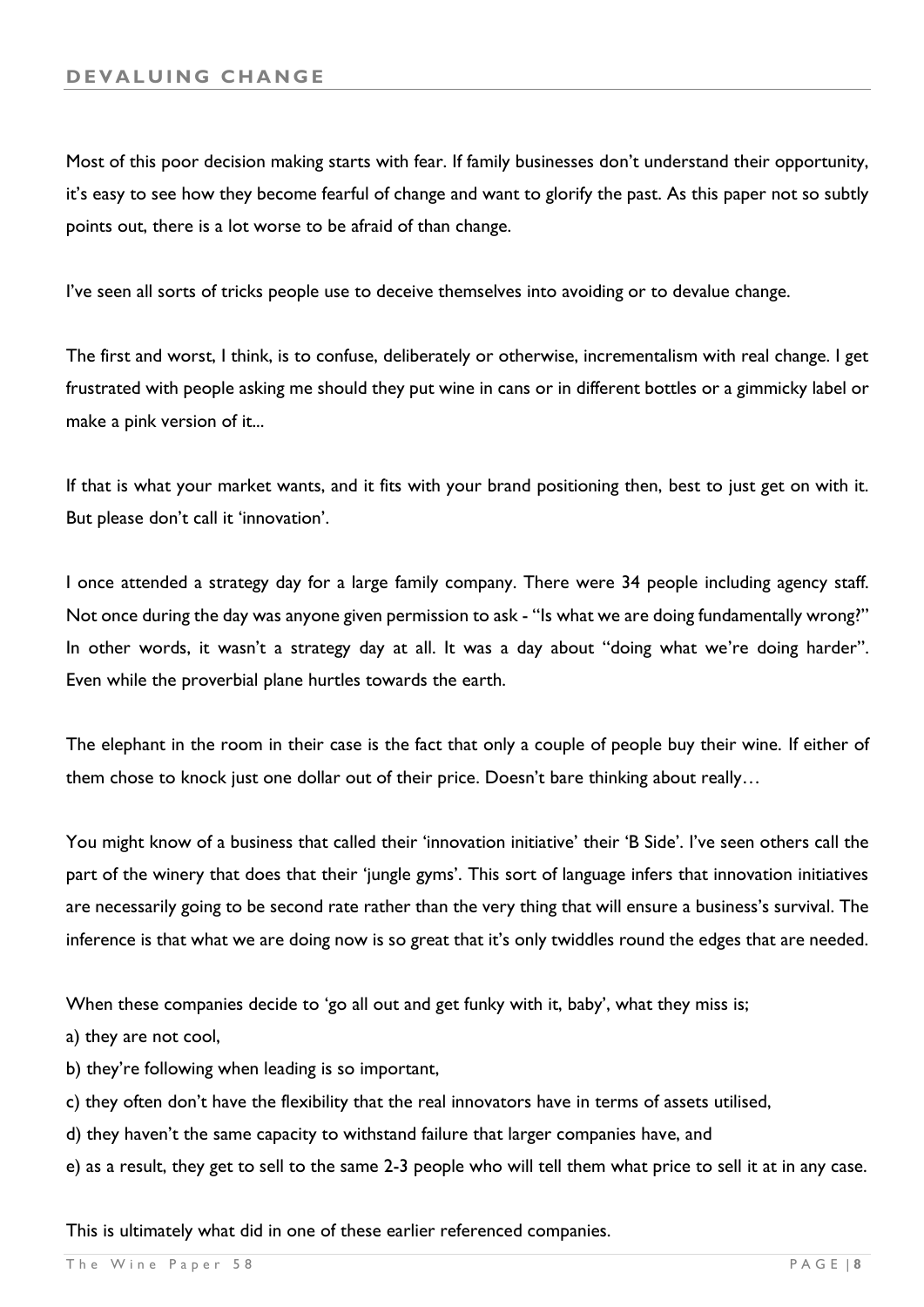## DEVALUING CHANGE

Most of this poor decision making starts with fear. If family businesses don't understand their opportunity, it's easy to see how they become fearful of change and want to glorify the past. As this paper not so subtly points out, there is a lot worse to be afraid of than change.

I've seen all sorts of tricks people use to deceive themselves into avoiding or to devalue change.

The first and worst, I think, is to confuse, deliberately or otherwise, incrementalism with real change. I get frustrated with people asking me should they put wine in cans or in different bottles or a gimmicky label or make a pink version of it...

If that is what your market wants, and it fits with your brand positioning then, best to just get on with it. But please don't call it 'innovation'.

I once attended a strategy day for a large family company. There were 34 people including agency staff. Not once during the day was anyone given permission to ask - "Is what we are doing fundamentally wrong?" In other words, it wasn't a strategy day at all. It was a day about "doing what we're doing harder". Even while the proverbial plane hurtles towards the earth.

The elephant in the room in their case is the fact that only a couple of people buy their wine. If either of them chose to knock just one dollar out of their price. Doesn't bare thinking about really…

You might know of a business that called their 'innovation initiative' their 'B Side'. I've seen others call the part of the winery that does that their 'jungle gyms'. This sort of language infers that innovation initiatives are necessarily going to be second rate rather than the very thing that will ensure a business's survival. The inference is that what we are doing now is so great that it's only twiddles round the edges that are needed.

When these companies decide to 'go all out and get funky with it, baby', what they miss is;

a) they are not cool,

b) they're following when leading is so important,

c) they often don't have the flexibility that the real innovators have in terms of assets utilised,

d) they haven't the same capacity to withstand failure that larger companies have, and

e) as a result, they get to sell to the same 2-3 people who will tell them what price to sell it at in any case.

This is ultimately what did in one of these earlier referenced companies.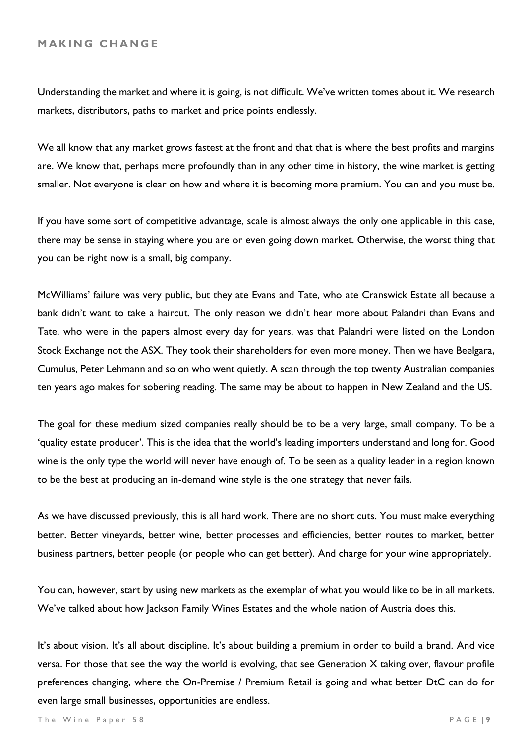## MAKING CHANGE

Understanding the market and where it is going, is not difficult. We've written tomes about it. We research markets, distributors, paths to market and price points endlessly.

We all know that any market grows fastest at the front and that that is where the best profits and margins are. We know that, perhaps more profoundly than in any other time in history, the wine market is getting smaller. Not everyone is clear on how and where it is becoming more premium. You can and you must be.

If you have some sort of competitive advantage, scale is almost always the only one applicable in this case, there may be sense in staying where you are or even going down market. Otherwise, the worst thing that you can be right now is a small, big company.

McWilliams' failure was very public, but they ate Evans and Tate, who ate Cranswick Estate all because a bank didn't want to take a haircut. The only reason we didn't hear more about Palandri than Evans and Tate, who were in the papers almost every day for years, was that Palandri were listed on the London Stock Exchange not the ASX. They took their shareholders for even more money. Then we have Beelgara, Cumulus, Peter Lehmann and so on who went quietly. A scan through the top twenty Australian companies ten years ago makes for sobering reading. The same may be about to happen in New Zealand and the US.

The goal for these medium sized companies really should be to be a very large, small company. To be a 'quality estate producer'. This is the idea that the world's leading importers understand and long for. Good wine is the only type the world will never have enough of. To be seen as a quality leader in a region known to be the best at producing an in-demand wine style is the one strategy that never fails.

As we have discussed previously, this is all hard work. There are no short cuts. You must make everything better. Better vineyards, better wine, better processes and efficiencies, better routes to market, better business partners, better people (or people who can get better). And charge for your wine appropriately.

You can, however, start by using new markets as the exemplar of what you would like to be in all markets. We've talked about how Jackson Family Wines Estates and the whole nation of Austria does this.

It's about vision. It's all about discipline. It's about building a premium in order to build a brand. And vice versa. For those that see the way the world is evolving, that see Generation X taking over, flavour profile preferences changing, where the On-Premise / Premium Retail is going and what better DtC can do for even large small businesses, opportunities are endless.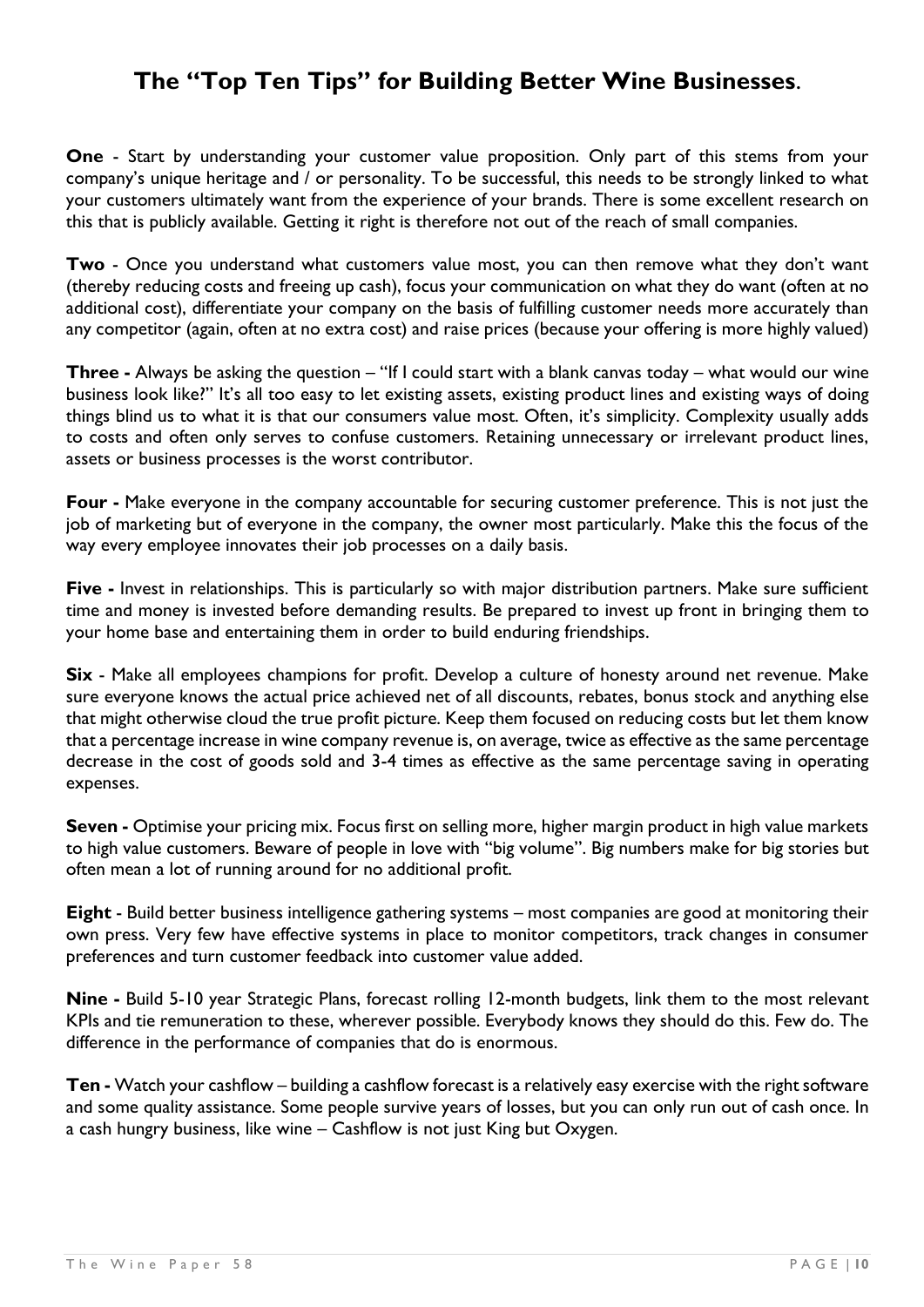## The "Top Ten Tips" for Building Better Wine Businesses.

**One** - Start by understanding your customer value proposition. Only part of this stems from your company's unique heritage and / or personality. To be successful, this needs to be strongly linked to what your customers ultimately want from the experience of your brands. There is some excellent research on this that is publicly available. Getting it right is therefore not out of the reach of small companies.

**Two** - Once you understand what customers value most, you can then remove what they don't want (thereby reducing costs and freeing up cash), focus your communication on what they do want (often at no additional cost), differentiate your company on the basis of fulfilling customer needs more accurately than any competitor (again, often at no extra cost) and raise prices (because your offering is more highly valued)

**Three -** Always be asking the question – "If I could start with a blank canvas today – what would our wine business look like?" It's all too easy to let existing assets, existing product lines and existing ways of doing things blind us to what it is that our consumers value most. Often, it's simplicity. Complexity usually adds to costs and often only serves to confuse customers. Retaining unnecessary or irrelevant product lines, assets or business processes is the worst contributor.

**Four -** Make everyone in the company accountable for securing customer preference. This is not just the job of marketing but of everyone in the company, the owner most particularly. Make this the focus of the way every employee innovates their job processes on a daily basis.

**Five -** Invest in relationships. This is particularly so with major distribution partners. Make sure sufficient time and money is invested before demanding results. Be prepared to invest up front in bringing them to your home base and entertaining them in order to build enduring friendships.

**Six** - Make all employees champions for profit. Develop a culture of honesty around net revenue. Make sure everyone knows the actual price achieved net of all discounts, rebates, bonus stock and anything else that might otherwise cloud the true profit picture. Keep them focused on reducing costs but let them know that a percentage increase in wine company revenue is, on average, twice as effective as the same percentage decrease in the cost of goods sold and 3-4 times as effective as the same percentage saving in operating expenses.

**Seven -** Optimise your pricing mix. Focus first on selling more, higher margin product in high value markets to high value customers. Beware of people in love with "big volume". Big numbers make for big stories but often mean a lot of running around for no additional profit.

**Eight** - Build better business intelligence gathering systems – most companies are good at monitoring their own press. Very few have effective systems in place to monitor competitors, track changes in consumer preferences and turn customer feedback into customer value added.

**Nine -** Build 5-10 year Strategic Plans, forecast rolling 12-month budgets, link them to the most relevant KPIs and tie remuneration to these, wherever possible. Everybody knows they should do this. Few do. The difference in the performance of companies that do is enormous.

**Ten -** Watch your cashflow – building a cashflow forecast is a relatively easy exercise with the right software and some quality assistance. Some people survive years of losses, but you can only run out of cash once. In a cash hungry business, like wine – Cashflow is not just King but Oxygen.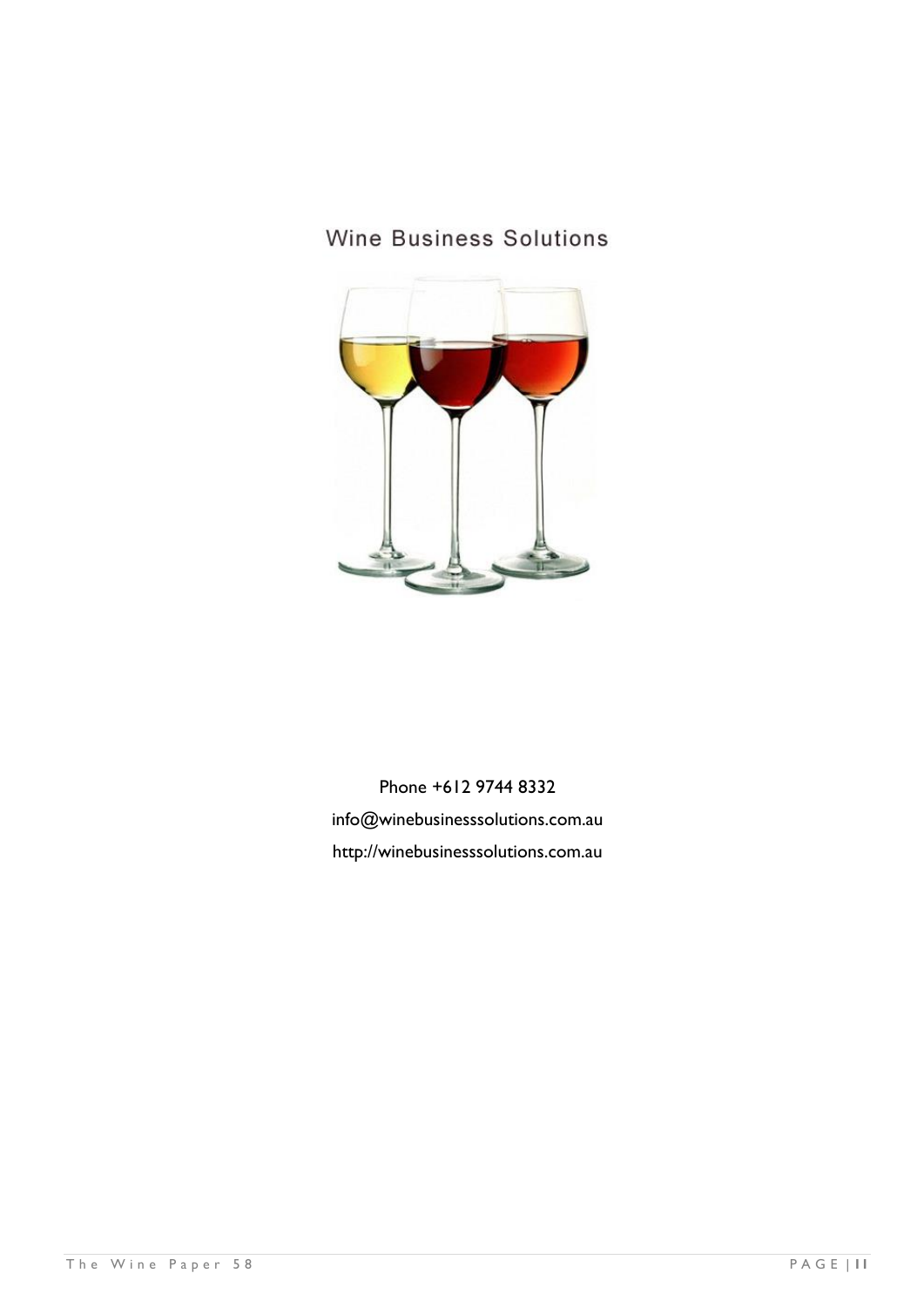Wine Business Solutions

Phone +612 9744 8332

info@winebusinesssolutions.com.au

http://winebusinesssolutions.com.au